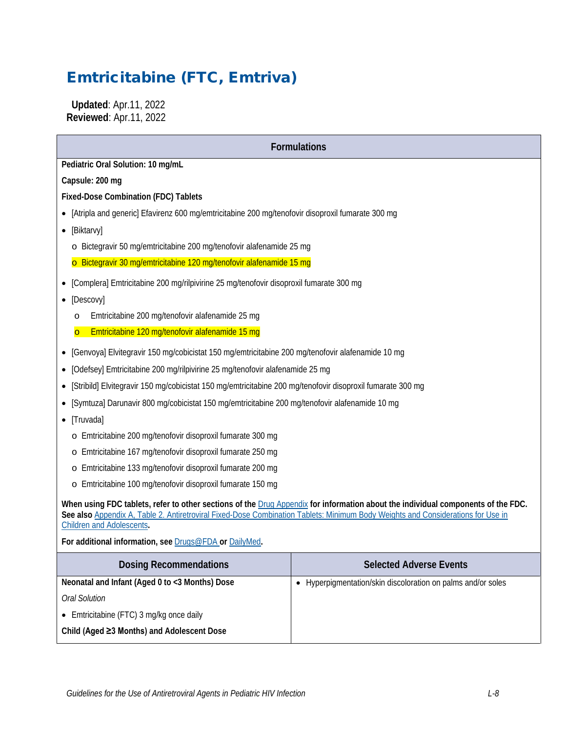# Emtricitabine (FTC, Emtriva)

**Updated**: Apr.11, 2022
**Reviewed**: Apr.11, 2022

| Formulations |
|---|
| **Pediatric Oral Solution: 10 mg/mL**<br><br>**Capsule: 200 mg**<br><br>**Fixed-Dose Combination (FDC) Tablets**<br><br>• [Atripla and generic] Efavirenz 600 mg/emtricitabine 200 mg/tenofovir disoproxil fumarate 300 mg<br>• [Biktarvy]<br>&nbsp;&nbsp;o Bictegravir 50 mg/emtricitabine 200 mg/tenofovir alafenamide 25 mg<br>&nbsp;&nbsp;o Bictegravir 30 mg/emtricitabine 120 mg/tenofovir alafenamide 15 mg<br>• [Complera] Emtricitabine 200 mg/rilpivirine 25 mg/tenofovir disoproxil fumarate 300 mg<br>• [Descovy]<br>&nbsp;&nbsp;o Emtricitabine 200 mg/tenofovir alafenamide 25 mg<br>&nbsp;&nbsp;o Emtricitabine 120 mg/tenofovir alafenamide 15 mg<br>• [Genvoya] Elvitegravir 150 mg/cobicistat 150 mg/emtricitabine 200 mg/tenofovir alafenamide 10 mg<br>• [Odefsey] Emtricitabine 200 mg/rilpivirine 25 mg/tenofovir alafenamide 25 mg<br>• [Stribild] Elvitegravir 150 mg/cobicistat 150 mg/emtricitabine 200 mg/tenofovir disoproxil fumarate 300 mg<br>• [Symtuza] Darunavir 800 mg/cobicistat 150 mg/emtricitabine 200 mg/tenofovir alafenamide 10 mg<br>• [Truvada]<br>&nbsp;&nbsp;o Emtricitabine 200 mg/tenofovir disoproxil fumarate 300 mg<br>&nbsp;&nbsp;o Emtricitabine 167 mg/tenofovir disoproxil fumarate 250 mg<br>&nbsp;&nbsp;o Emtricitabine 133 mg/tenofovir disoproxil fumarate 200 mg<br>&nbsp;&nbsp;o Emtricitabine 100 mg/tenofovir disoproxil fumarate 150 mg<br><br>**When using FDC tablets, refer to other sections of the Drug Appendix for information about the individual components of the FDC. See also Appendix A, Table 2. Antiretroviral Fixed-Dose Combination Tablets: Minimum Body Weights and Considerations for Use in Children and Adolescents.**<br><br>**For additional information, see Drugs@FDA or DailyMed.** |

| Dosing Recommendations | Selected Adverse Events |
|---|---|
| **Neonatal and Infant (Aged 0 to <3 Months) Dose**<br><br>*Oral Solution*<br><br>• Emtricitabine (FTC) 3 mg/kg once daily<br><br>**Child (Aged ≥3 Months) and Adolescent Dose** | • Hyperpigmentation/skin discoloration on palms and/or soles |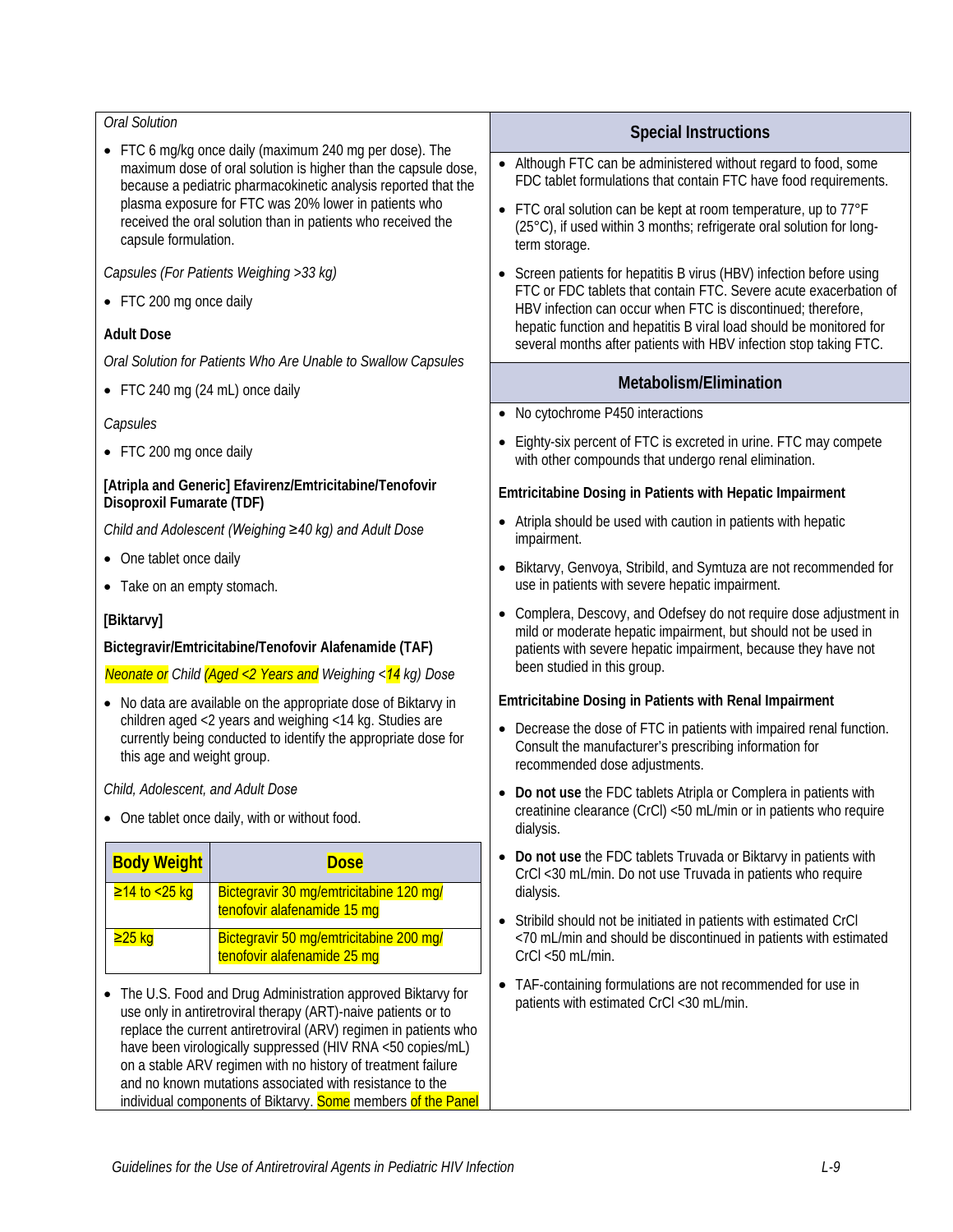*Oral Solution*

- FTC 6 mg/kg once daily (maximum 240 mg per dose). The maximum dose of oral solution is higher than the capsule dose, because a pediatric pharmacokinetic analysis reported that the plasma exposure for FTC was 20% lower in patients who received the oral solution than in patients who received the capsule formulation.

*Capsules (For Patients Weighing >33 kg)*

- FTC 200 mg once daily

**Adult Dose**

*Oral Solution for Patients Who Are Unable to Swallow Capsules*

- FTC 240 mg (24 mL) once daily

*Capsules*

- FTC 200 mg once daily

**[Atripla and Generic] Efavirenz/Emtricitabine/Tenofovir Disoproxil Fumarate (TDF)**

*Child and Adolescent (Weighing ≥40 kg) and Adult Dose*

- One tablet once daily
- Take on an empty stomach.

**[Biktarvy]**

**Bictegravir/Emtricitabine/Tenofovir Alafenamide (TAF)**

*Neonate or Child (Aged <2 Years and Weighing <14 kg) Dose*

- No data are available on the appropriate dose of Biktarvy in children aged <2 years and weighing <14 kg. Studies are currently being conducted to identify the appropriate dose for this age and weight group.

*Child, Adolescent, and Adult Dose*

- One tablet once daily, with or without food.

| Body Weight | Dose |
|---|---|
| ≥14 to <25 kg | Bictegravir 30 mg/emtricitabine 120 mg/ tenofovir alafenamide 15 mg |
| ≥25 kg | Bictegravir 50 mg/emtricitabine 200 mg/ tenofovir alafenamide 25 mg |

- The U.S. Food and Drug Administration approved Biktarvy for use only in antiretroviral therapy (ART)-naive patients or to replace the current antiretroviral (ARV) regimen in patients who have been virologically suppressed (HIV RNA <50 copies/mL) on a stable ARV regimen with no history of treatment failure and no known mutations associated with resistance to the individual components of Biktarvy. Some members of the Panel

## Special Instructions

- Although FTC can be administered without regard to food, some FDC tablet formulations that contain FTC have food requirements.
- FTC oral solution can be kept at room temperature, up to 77°F (25°C), if used within 3 months; refrigerate oral solution for long-term storage.
- Screen patients for hepatitis B virus (HBV) infection before using FTC or FDC tablets that contain FTC. Severe acute exacerbation of HBV infection can occur when FTC is discontinued; therefore, hepatic function and hepatitis B viral load should be monitored for several months after patients with HBV infection stop taking FTC.

## Metabolism/Elimination

- No cytochrome P450 interactions
- Eighty-six percent of FTC is excreted in urine. FTC may compete with other compounds that undergo renal elimination.

**Emtricitabine Dosing in Patients with Hepatic Impairment**

- Atripla should be used with caution in patients with hepatic impairment.
- Biktarvy, Genvoya, Stribild, and Symtuza are not recommended for use in patients with severe hepatic impairment.
- Complera, Descovy, and Odefsey do not require dose adjustment in mild or moderate hepatic impairment, but should not be used in patients with severe hepatic impairment, because they have not been studied in this group.

**Emtricitabine Dosing in Patients with Renal Impairment**

- Decrease the dose of FTC in patients with impaired renal function. Consult the manufacturer's prescribing information for recommended dose adjustments.
- **Do not use** the FDC tablets Atripla or Complera in patients with creatinine clearance (CrCl) <50 mL/min or in patients who require dialysis.
- **Do not use** the FDC tablets Truvada or Biktarvy in patients with CrCl <30 mL/min. Do not use Truvada in patients who require dialysis.
- Stribild should not be initiated in patients with estimated CrCl <70 mL/min and should be discontinued in patients with estimated CrCl <50 mL/min.
- TAF-containing formulations are not recommended for use in patients with estimated CrCl <30 mL/min.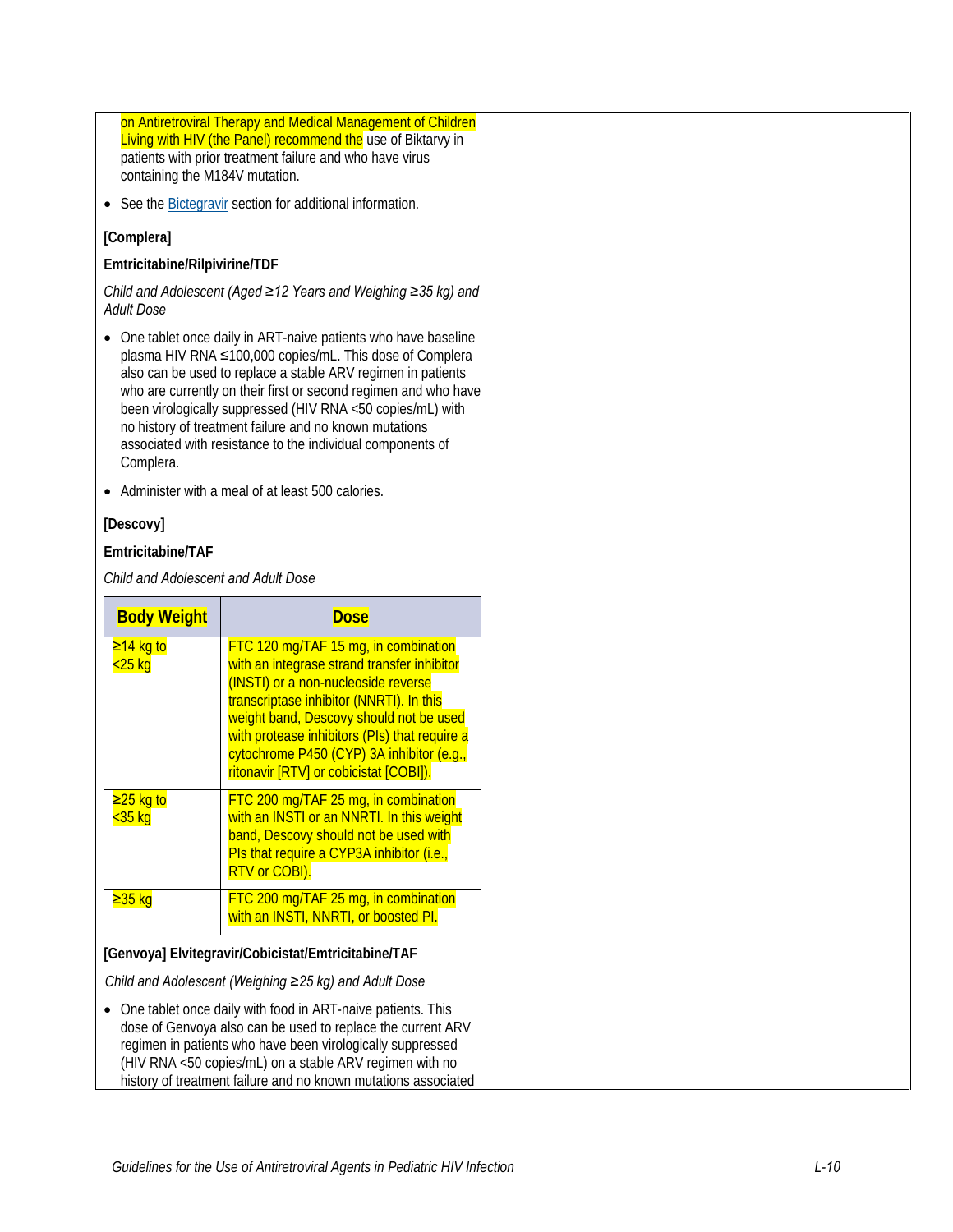on Antiretroviral Therapy and Medical Management of Children Living with HIV (the Panel) recommend the use of Biktarvy in patients with prior treatment failure and who have virus containing the M184V mutation.

- See the Bictegravir section for additional information.

**[Complera]**

**Emtricitabine/Rilpivirine/TDF**

*Child and Adolescent (Aged ≥12 Years and Weighing ≥35 kg) and Adult Dose*

- One tablet once daily in ART-naive patients who have baseline plasma HIV RNA ≤100,000 copies/mL. This dose of Complera also can be used to replace a stable ARV regimen in patients who are currently on their first or second regimen and who have been virologically suppressed (HIV RNA <50 copies/mL) with no history of treatment failure and no known mutations associated with resistance to the individual components of Complera.
- Administer with a meal of at least 500 calories.

**[Descovy]**

**Emtricitabine/TAF**

*Child and Adolescent and Adult Dose*

| Body Weight | Dose |
|---|---|
| ≥14 kg to <25 kg | FTC 120 mg/TAF 15 mg, in combination with an integrase strand transfer inhibitor (INSTI) or a non-nucleoside reverse transcriptase inhibitor (NNRTI). In this weight band, Descovy should not be used with protease inhibitors (PIs) that require a cytochrome P450 (CYP) 3A inhibitor (e.g., ritonavir [RTV] or cobicistat [COBI]). |
| ≥25 kg to <35 kg | FTC 200 mg/TAF 25 mg, in combination with an INSTI or an NNRTI. In this weight band, Descovy should not be used with PIs that require a CYP3A inhibitor (i.e., RTV or COBI). |
| ≥35 kg | FTC 200 mg/TAF 25 mg, in combination with an INSTI, NNRTI, or boosted PI. |

**[Genvoya] Elvitegravir/Cobicistat/Emtricitabine/TAF**

*Child and Adolescent (Weighing ≥25 kg) and Adult Dose*

- One tablet once daily with food in ART-naive patients. This dose of Genvoya also can be used to replace the current ARV regimen in patients who have been virologically suppressed (HIV RNA <50 copies/mL) on a stable ARV regimen with no history of treatment failure and no known mutations associated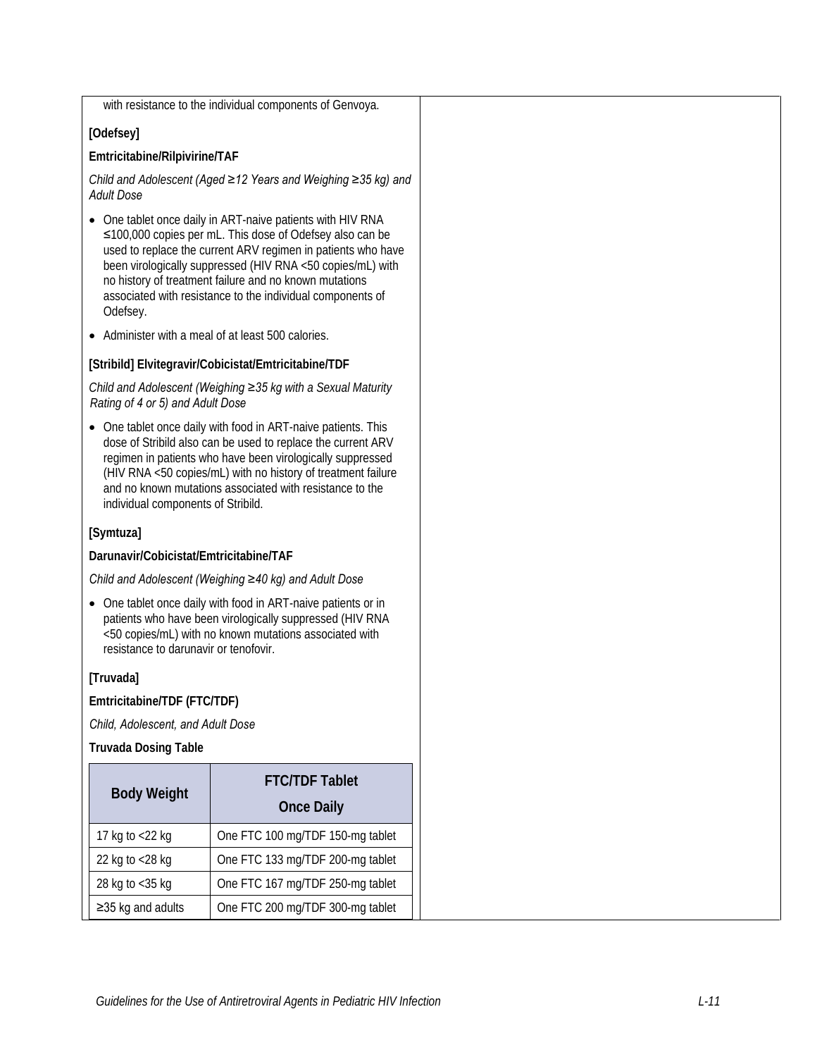with resistance to the individual components of Genvoya.

**[Odefsey]**

**Emtricitabine/Rilpivirine/TAF**

*Child and Adolescent (Aged ≥12 Years and Weighing ≥35 kg) and Adult Dose*

- One tablet once daily in ART-naive patients with HIV RNA ≤100,000 copies per mL. This dose of Odefsey also can be used to replace the current ARV regimen in patients who have been virologically suppressed (HIV RNA <50 copies/mL) with no history of treatment failure and no known mutations associated with resistance to the individual components of Odefsey.
- Administer with a meal of at least 500 calories.

**[Stribild] Elvitegravir/Cobicistat/Emtricitabine/TDF**

*Child and Adolescent (Weighing ≥35 kg with a Sexual Maturity Rating of 4 or 5) and Adult Dose*

- One tablet once daily with food in ART-naive patients. This dose of Stribild also can be used to replace the current ARV regimen in patients who have been virologically suppressed (HIV RNA <50 copies/mL) with no history of treatment failure and no known mutations associated with resistance to the individual components of Stribild.

**[Symtuza]**

**Darunavir/Cobicistat/Emtricitabine/TAF**

*Child and Adolescent (Weighing ≥40 kg) and Adult Dose*

- One tablet once daily with food in ART-naive patients or in patients who have been virologically suppressed (HIV RNA <50 copies/mL) with no known mutations associated with resistance to darunavir or tenofovir.

**[Truvada]**

**Emtricitabine/TDF (FTC/TDF)**

*Child, Adolescent, and Adult Dose*

**Truvada Dosing Table**

| Body Weight | FTC/TDF Tablet Once Daily |
|---|---|
| 17 kg to <22 kg | One FTC 100 mg/TDF 150-mg tablet |
| 22 kg to <28 kg | One FTC 133 mg/TDF 200-mg tablet |
| 28 kg to <35 kg | One FTC 167 mg/TDF 250-mg tablet |
| ≥35 kg and adults | One FTC 200 mg/TDF 300-mg tablet |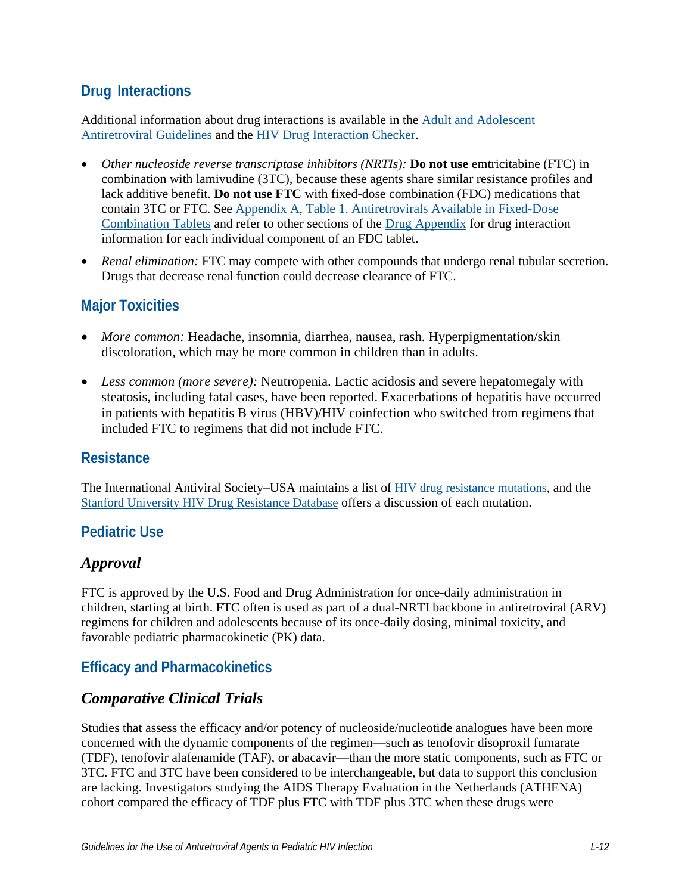## Drug Interactions

Additional information about drug interactions is available in the Adult and Adolescent Antiretroviral Guidelines and the HIV Drug Interaction Checker.

- *Other nucleoside reverse transcriptase inhibitors (NRTIs):* **Do not use** emtricitabine (FTC) in combination with lamivudine (3TC), because these agents share similar resistance profiles and lack additive benefit. **Do not use FTC** with fixed-dose combination (FDC) medications that contain 3TC or FTC. See Appendix A, Table 1. Antiretrovirals Available in Fixed-Dose Combination Tablets and refer to other sections of the Drug Appendix for drug interaction information for each individual component of an FDC tablet.
- *Renal elimination:* FTC may compete with other compounds that undergo renal tubular secretion. Drugs that decrease renal function could decrease clearance of FTC.

## Major Toxicities

- *More common:* Headache, insomnia, diarrhea, nausea, rash. Hyperpigmentation/skin discoloration, which may be more common in children than in adults.
- *Less common (more severe):* Neutropenia. Lactic acidosis and severe hepatomegaly with steatosis, including fatal cases, have been reported. Exacerbations of hepatitis have occurred in patients with hepatitis B virus (HBV)/HIV coinfection who switched from regimens that included FTC to regimens that did not include FTC.

## Resistance

The International Antiviral Society–USA maintains a list of HIV drug resistance mutations, and the Stanford University HIV Drug Resistance Database offers a discussion of each mutation.

## Pediatric Use

### *Approval*

FTC is approved by the U.S. Food and Drug Administration for once-daily administration in children, starting at birth. FTC often is used as part of a dual-NRTI backbone in antiretroviral (ARV) regimens for children and adolescents because of its once-daily dosing, minimal toxicity, and favorable pediatric pharmacokinetic (PK) data.

## Efficacy and Pharmacokinetics

### *Comparative Clinical Trials*

Studies that assess the efficacy and/or potency of nucleoside/nucleotide analogues have been more concerned with the dynamic components of the regimen—such as tenofovir disoproxil fumarate (TDF), tenofovir alafenamide (TAF), or abacavir—than the more static components, such as FTC or 3TC. FTC and 3TC have been considered to be interchangeable, but data to support this conclusion are lacking. Investigators studying the AIDS Therapy Evaluation in the Netherlands (ATHENA) cohort compared the efficacy of TDF plus FTC with TDF plus 3TC when these drugs were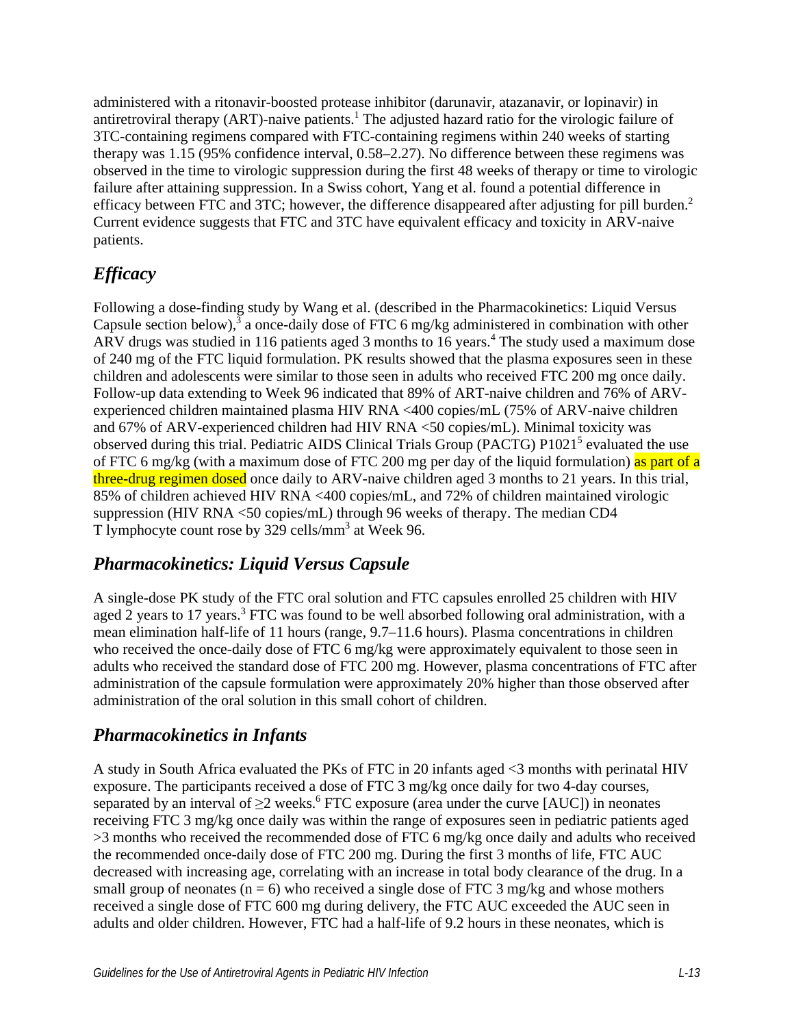administered with a ritonavir-boosted protease inhibitor (darunavir, atazanavir, or lopinavir) in antiretroviral therapy (ART)-naive patients.[1] The adjusted hazard ratio for the virologic failure of 3TC-containing regimens compared with FTC-containing regimens within 240 weeks of starting therapy was 1.15 (95% confidence interval, 0.58–2.27). No difference between these regimens was observed in the time to virologic suppression during the first 48 weeks of therapy or time to virologic failure after attaining suppression. In a Swiss cohort, Yang et al. found a potential difference in efficacy between FTC and 3TC; however, the difference disappeared after adjusting for pill burden.[2] Current evidence suggests that FTC and 3TC have equivalent efficacy and toxicity in ARV-naive patients.

## *Efficacy*

Following a dose-finding study by Wang et al. (described in the Pharmacokinetics: Liquid Versus Capsule section below),[3] a once-daily dose of FTC 6 mg/kg administered in combination with other ARV drugs was studied in 116 patients aged 3 months to 16 years.[4] The study used a maximum dose of 240 mg of the FTC liquid formulation. PK results showed that the plasma exposures seen in these children and adolescents were similar to those seen in adults who received FTC 200 mg once daily. Follow-up data extending to Week 96 indicated that 89% of ART-naive children and 76% of ARV-experienced children maintained plasma HIV RNA <400 copies/mL (75% of ARV-naive children and 67% of ARV-experienced children had HIV RNA <50 copies/mL). Minimal toxicity was observed during this trial. Pediatric AIDS Clinical Trials Group (PACTG) P1021[5] evaluated the use of FTC 6 mg/kg (with a maximum dose of FTC 200 mg per day of the liquid formulation) as part of a three-drug regimen dosed once daily to ARV-naive children aged 3 months to 21 years. In this trial, 85% of children achieved HIV RNA <400 copies/mL, and 72% of children maintained virologic suppression (HIV RNA <50 copies/mL) through 96 weeks of therapy. The median CD4 T lymphocyte count rose by 329 cells/mm$^3$ at Week 96.

## *Pharmacokinetics: Liquid Versus Capsule*

A single-dose PK study of the FTC oral solution and FTC capsules enrolled 25 children with HIV aged 2 years to 17 years.[3] FTC was found to be well absorbed following oral administration, with a mean elimination half-life of 11 hours (range, 9.7–11.6 hours). Plasma concentrations in children who received the once-daily dose of FTC 6 mg/kg were approximately equivalent to those seen in adults who received the standard dose of FTC 200 mg. However, plasma concentrations of FTC after administration of the capsule formulation were approximately 20% higher than those observed after administration of the oral solution in this small cohort of children.

## *Pharmacokinetics in Infants*

A study in South Africa evaluated the PKs of FTC in 20 infants aged <3 months with perinatal HIV exposure. The participants received a dose of FTC 3 mg/kg once daily for two 4-day courses, separated by an interval of ≥2 weeks.[6] FTC exposure (area under the curve [AUC]) in neonates receiving FTC 3 mg/kg once daily was within the range of exposures seen in pediatric patients aged >3 months who received the recommended dose of FTC 6 mg/kg once daily and adults who received the recommended once-daily dose of FTC 200 mg. During the first 3 months of life, FTC AUC decreased with increasing age, correlating with an increase in total body clearance of the drug. In a small group of neonates (n = 6) who received a single dose of FTC 3 mg/kg and whose mothers received a single dose of FTC 600 mg during delivery, the FTC AUC exceeded the AUC seen in adults and older children. However, FTC had a half-life of 9.2 hours in these neonates, which is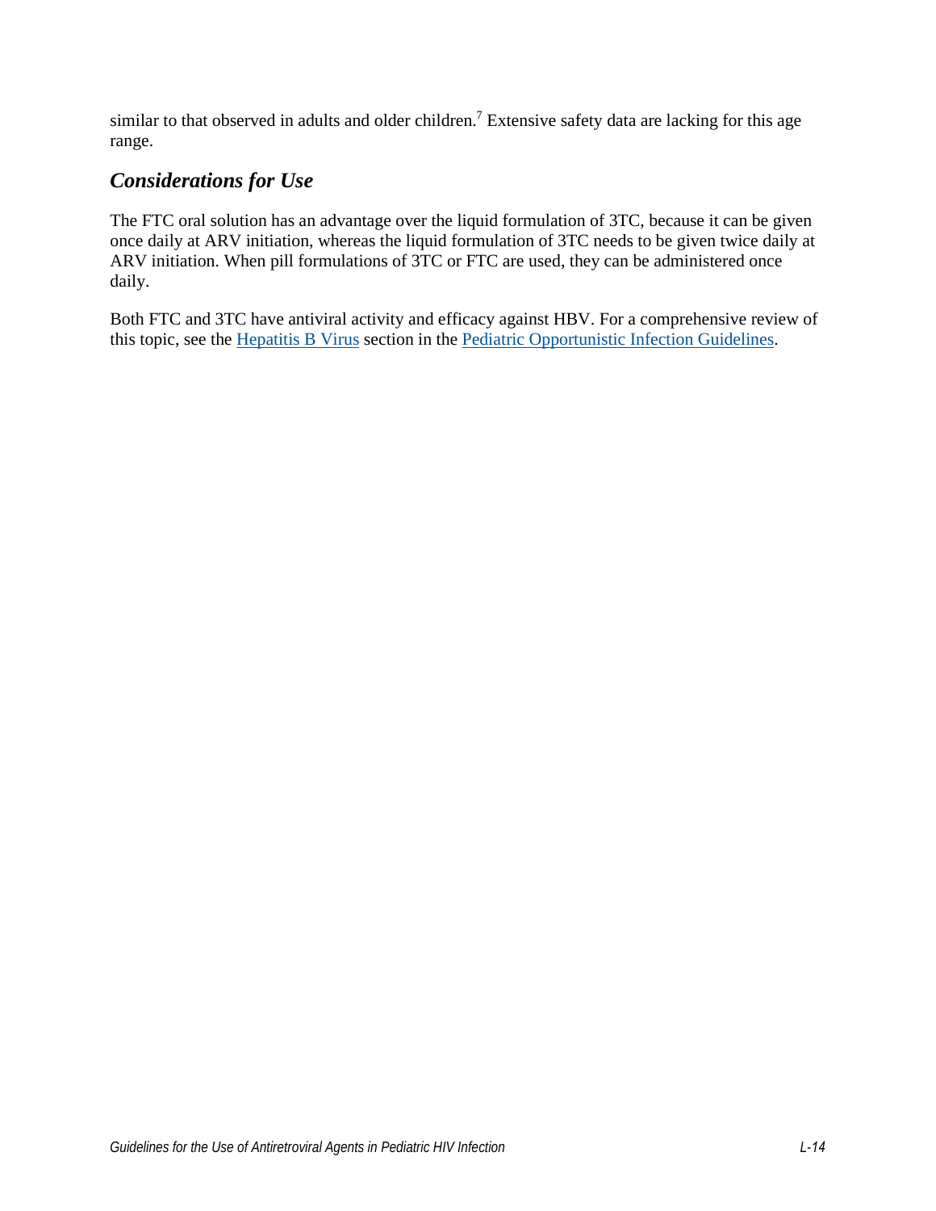similar to that observed in adults and older children.[7] Extensive safety data are lacking for this age range.

## *Considerations for Use*

The FTC oral solution has an advantage over the liquid formulation of 3TC, because it can be given once daily at ARV initiation, whereas the liquid formulation of 3TC needs to be given twice daily at ARV initiation. When pill formulations of 3TC or FTC are used, they can be administered once daily.

Both FTC and 3TC have antiviral activity and efficacy against HBV. For a comprehensive review of this topic, see the Hepatitis B Virus section in the Pediatric Opportunistic Infection Guidelines.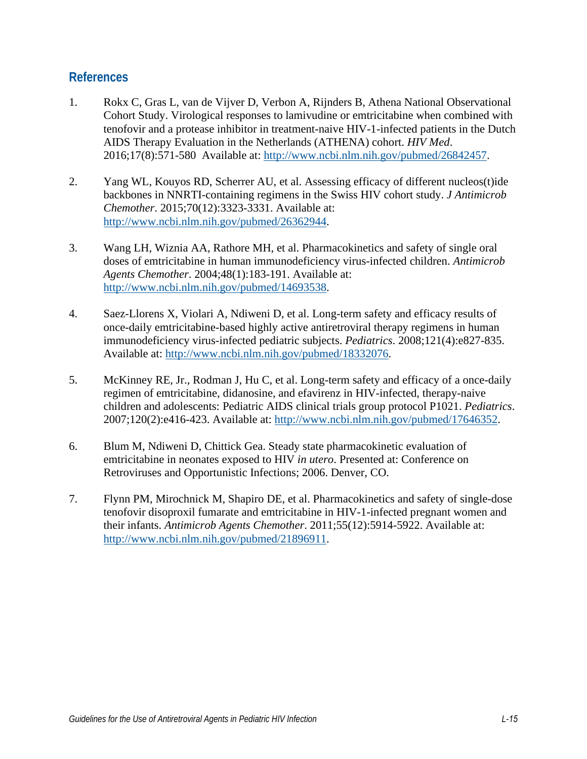## References

1. Rokx C, Gras L, van de Vijver D, Verbon A, Rijnders B, Athena National Observational Cohort Study. Virological responses to lamivudine or emtricitabine when combined with tenofovir and a protease inhibitor in treatment-naive HIV-1-infected patients in the Dutch AIDS Therapy Evaluation in the Netherlands (ATHENA) cohort. *HIV Med*. 2016;17(8):571-580 Available at: http://www.ncbi.nlm.nih.gov/pubmed/26842457.

2. Yang WL, Kouyos RD, Scherrer AU, et al. Assessing efficacy of different nucleos(t)ide backbones in NNRTI-containing regimens in the Swiss HIV cohort study. *J Antimicrob Chemother*. 2015;70(12):3323-3331. Available at: http://www.ncbi.nlm.nih.gov/pubmed/26362944.

3. Wang LH, Wiznia AA, Rathore MH, et al. Pharmacokinetics and safety of single oral doses of emtricitabine in human immunodeficiency virus-infected children. *Antimicrob Agents Chemother*. 2004;48(1):183-191. Available at: http://www.ncbi.nlm.nih.gov/pubmed/14693538.

4. Saez-Llorens X, Violari A, Ndiweni D, et al. Long-term safety and efficacy results of once-daily emtricitabine-based highly active antiretroviral therapy regimens in human immunodeficiency virus-infected pediatric subjects. *Pediatrics*. 2008;121(4):e827-835. Available at: http://www.ncbi.nlm.nih.gov/pubmed/18332076.

5. McKinney RE, Jr., Rodman J, Hu C, et al. Long-term safety and efficacy of a once-daily regimen of emtricitabine, didanosine, and efavirenz in HIV-infected, therapy-naive children and adolescents: Pediatric AIDS clinical trials group protocol P1021. *Pediatrics*. 2007;120(2):e416-423. Available at: http://www.ncbi.nlm.nih.gov/pubmed/17646352.

6. Blum M, Ndiweni D, Chittick Gea. Steady state pharmacokinetic evaluation of emtricitabine in neonates exposed to HIV *in utero*. Presented at: Conference on Retroviruses and Opportunistic Infections; 2006. Denver, CO.

7. Flynn PM, Mirochnick M, Shapiro DE, et al. Pharmacokinetics and safety of single-dose tenofovir disoproxil fumarate and emtricitabine in HIV-1-infected pregnant women and their infants. *Antimicrob Agents Chemother*. 2011;55(12):5914-5922. Available at: http://www.ncbi.nlm.nih.gov/pubmed/21896911.